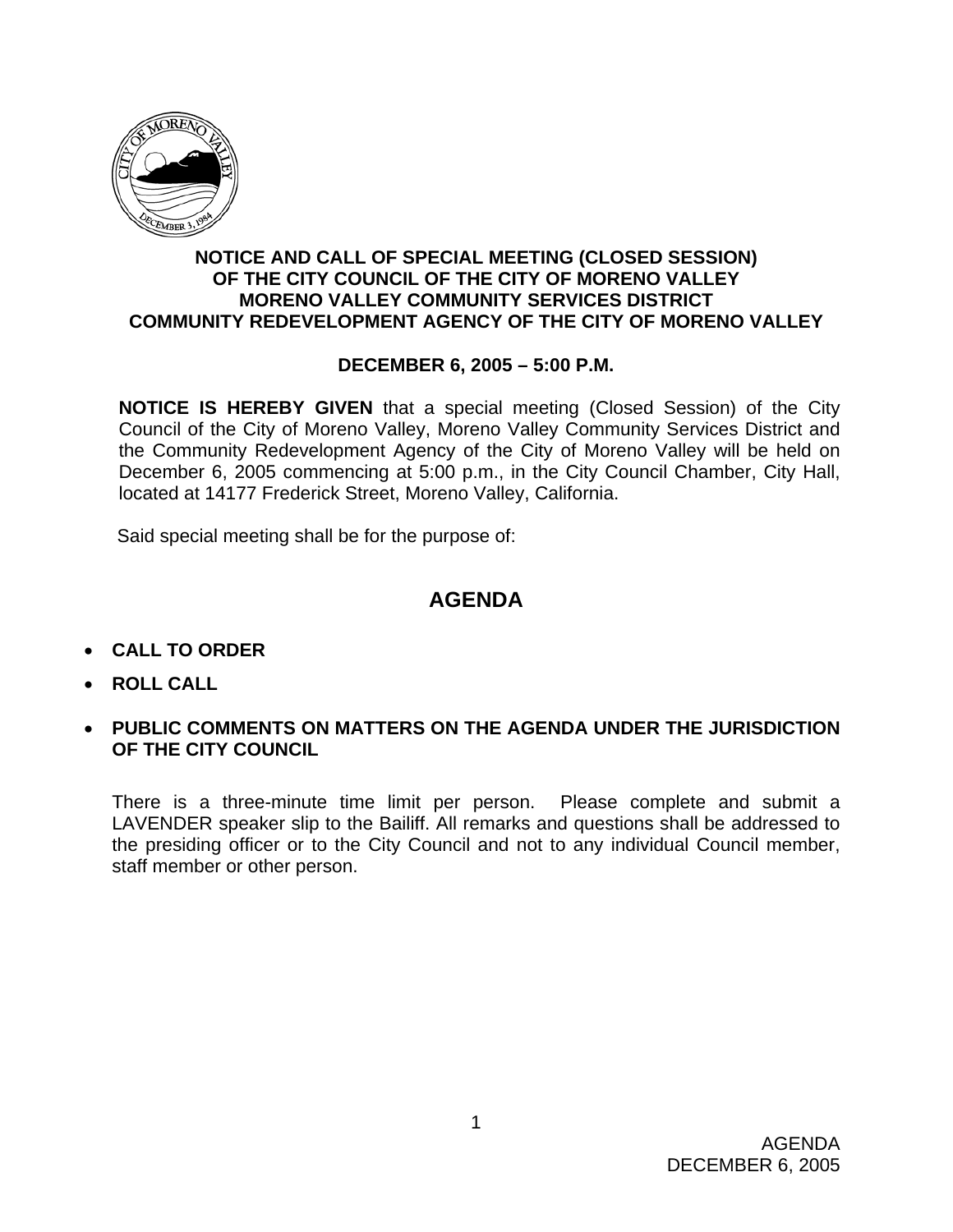**NOTICE AND CALL OF SPECIAL MEETING (CLOSED SESSION)**
**OF THE CITY COUNCIL OF THE CITY OF MORENO VALLEY**
**MORENO VALLEY COMMUNITY SERVICES DISTRICT**
**COMMUNITY REDEVELOPMENT AGENCY OF THE CITY OF MORENO VALLEY**

**DECEMBER 6, 2005 – 5:00 P.M.**

**NOTICE IS HEREBY GIVEN** that a special meeting (Closed Session) of the City Council of the City of Moreno Valley, Moreno Valley Community Services District and the Community Redevelopment Agency of the City of Moreno Valley will be held on December 6, 2005 commencing at 5:00 p.m., in the City Council Chamber, City Hall, located at 14177 Frederick Street, Moreno Valley, California.

Said special meeting shall be for the purpose of:

# AGENDA

- **CALL TO ORDER**
- **ROLL CALL**
- **PUBLIC COMMENTS ON MATTERS ON THE AGENDA UNDER THE JURISDICTION OF THE CITY COUNCIL**

There is a three-minute time limit per person. Please complete and submit a LAVENDER speaker slip to the Bailiff. All remarks and questions shall be addressed to the presiding officer or to the City Council and not to any individual Council member, staff member or other person.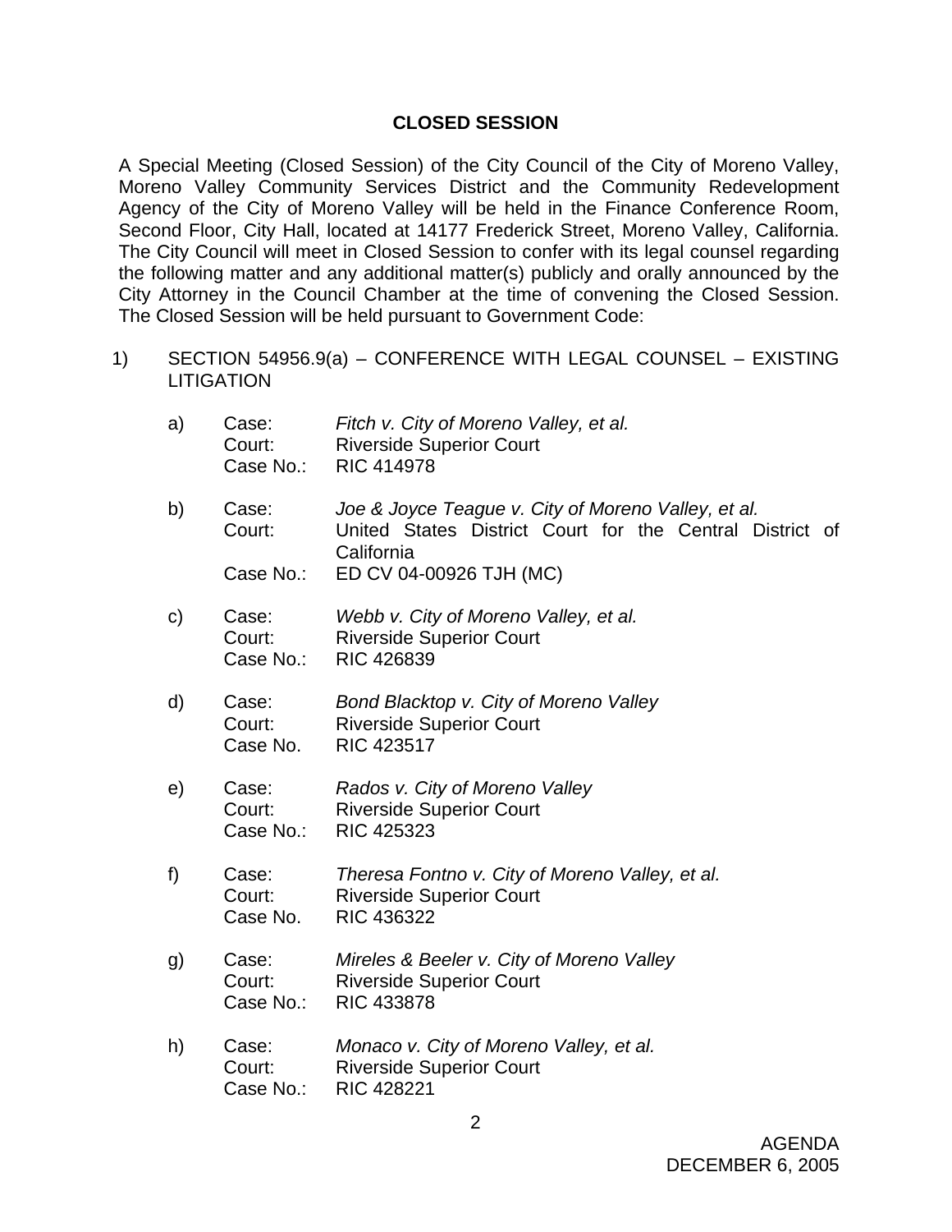## CLOSED SESSION

A Special Meeting (Closed Session) of the City Council of the City of Moreno Valley, Moreno Valley Community Services District and the Community Redevelopment Agency of the City of Moreno Valley will be held in the Finance Conference Room, Second Floor, City Hall, located at 14177 Frederick Street, Moreno Valley, California. The City Council will meet in Closed Session to confer with its legal counsel regarding the following matter and any additional matter(s) publicly and orally announced by the City Attorney in the Council Chamber at the time of convening the Closed Session. The Closed Session will be held pursuant to Government Code:

1) SECTION 54956.9(a) – CONFERENCE WITH LEGAL COUNSEL – EXISTING LITIGATION

   a) Case: *Fitch v. City of Moreno Valley, et al.*
      Court: Riverside Superior Court
      Case No.: RIC 414978

   b) Case: *Joe & Joyce Teague v. City of Moreno Valley, et al.*
      Court: United States District Court for the Central District of California
      Case No.: ED CV 04-00926 TJH (MC)

   c) Case: *Webb v. City of Moreno Valley, et al.*
      Court: Riverside Superior Court
      Case No.: RIC 426839

   d) Case: *Bond Blacktop v. City of Moreno Valley*
      Court: Riverside Superior Court
      Case No. RIC 423517

   e) Case: *Rados v. City of Moreno Valley*
      Court: Riverside Superior Court
      Case No.: RIC 425323

   f) Case: *Theresa Fontno v. City of Moreno Valley, et al.*
      Court: Riverside Superior Court
      Case No. RIC 436322

   g) Case: *Mireles & Beeler v. City of Moreno Valley*
      Court: Riverside Superior Court
      Case No.: RIC 433878

   h) Case: *Monaco v. City of Moreno Valley, et al.*
      Court: Riverside Superior Court
      Case No.: RIC 428221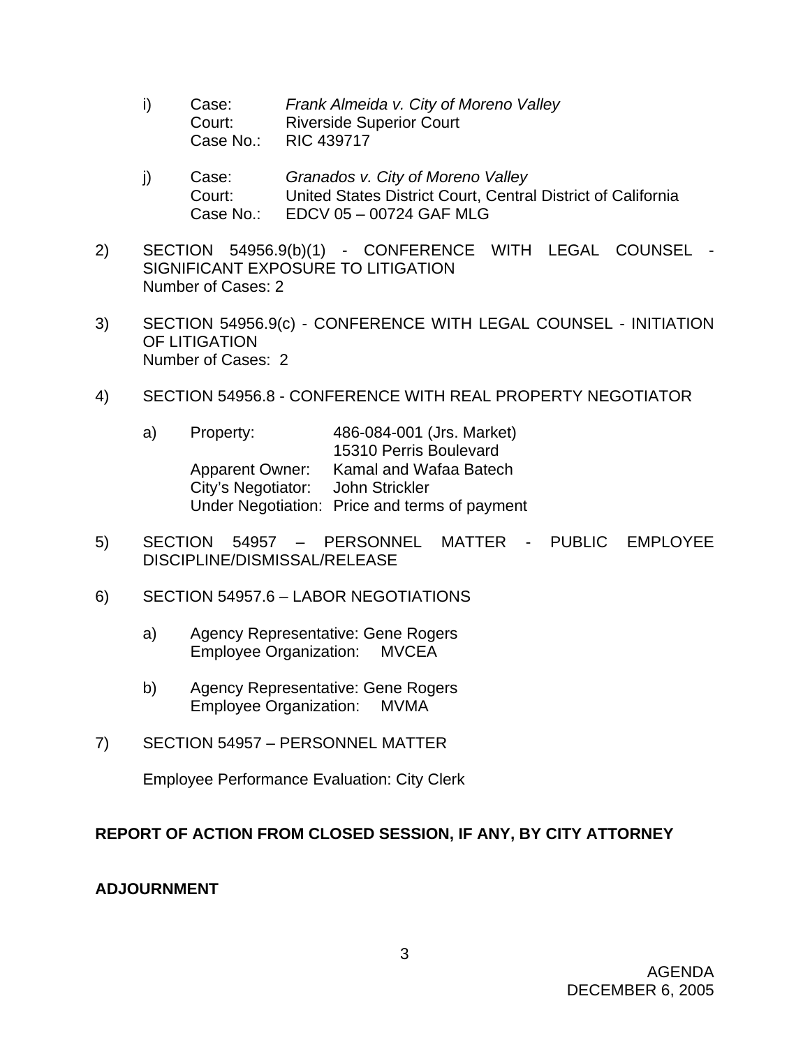i) Case: *Frank Almeida v. City of Moreno Valley*
   Court: Riverside Superior Court
   Case No.: RIC 439717

j) Case: *Granados v. City of Moreno Valley*
   Court: United States District Court, Central District of California
   Case No.: EDCV 05 – 00724 GAF MLG

2) SECTION 54956.9(b)(1) - CONFERENCE WITH LEGAL COUNSEL - SIGNIFICANT EXPOSURE TO LITIGATION
   Number of Cases: 2

3) SECTION 54956.9(c) - CONFERENCE WITH LEGAL COUNSEL - INITIATION OF LITIGATION
   Number of Cases: 2

4) SECTION 54956.8 - CONFERENCE WITH REAL PROPERTY NEGOTIATOR

   a) Property: 486-084-001 (Jrs. Market)
      15310 Perris Boulevard
      Apparent Owner: Kamal and Wafaa Batech
      City's Negotiator: John Strickler
      Under Negotiation: Price and terms of payment

5) SECTION 54957 – PERSONNEL MATTER - PUBLIC EMPLOYEE DISCIPLINE/DISMISSAL/RELEASE

6) SECTION 54957.6 – LABOR NEGOTIATIONS

   a) Agency Representative: Gene Rogers
      Employee Organization: MVCEA

   b) Agency Representative: Gene Rogers
      Employee Organization: MVMA

7) SECTION 54957 – PERSONNEL MATTER

   Employee Performance Evaluation: City Clerk

**REPORT OF ACTION FROM CLOSED SESSION, IF ANY, BY CITY ATTORNEY**

**ADJOURNMENT**